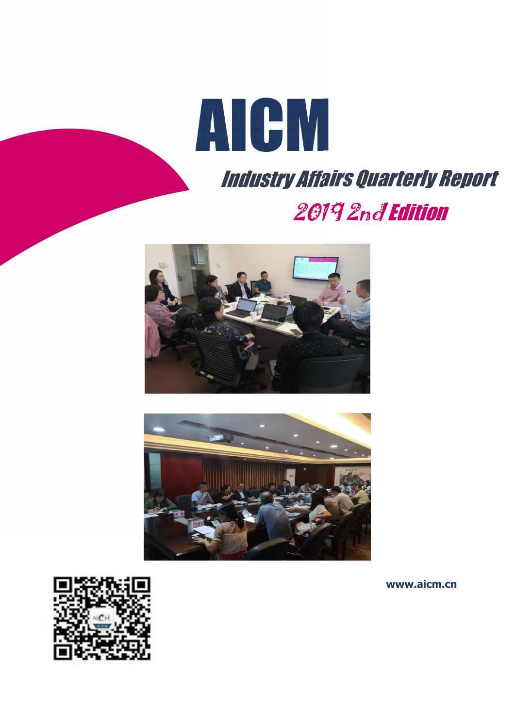# AICM

## Industry Affairs Quarterly Report

## 2019 2nd Edition

www.aicm.cn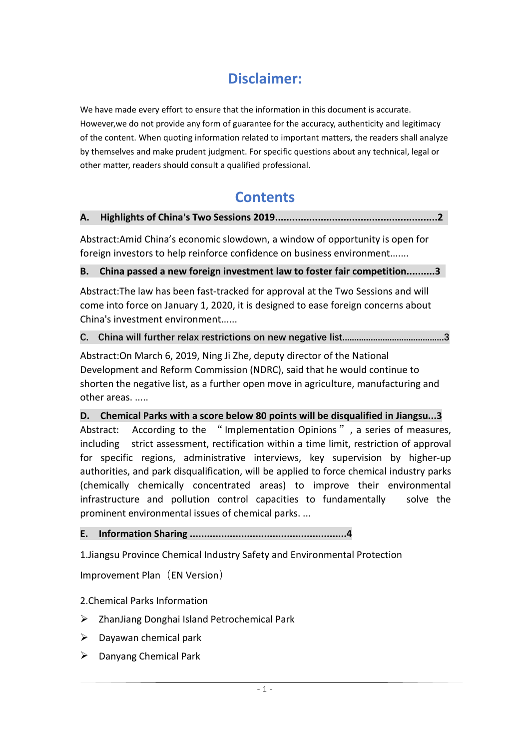# Disclaimer:

We have made every effort to ensure that the information in this document is accurate. However,we do not provide any form of guarantee for the accuracy, authenticity and legitimacy of the content. When quoting information related to important matters, the readers shall analyze by themselves and make prudent judgment. For specific questions about any technical, legal or other matter, readers should consult a qualified professional.

# Contents

**A. Highlights of China's Two Sessions 2019........................................................2**

Abstract:Amid China's economic slowdown, a window of opportunity is open for foreign investors to help reinforce confidence on business environment.......

**B. China passed a new foreign investment law to foster fair competition..........3**

Abstract:The law has been fast-tracked for approval at the Two Sessions and will come into force on January 1, 2020, it is designed to ease foreign concerns about China's investment environment......

**C. China will further relax restrictions on new negative list..........................................3**

Abstract:On March 6, 2019, Ning Ji Zhe, deputy director of the National Development and Reform Commission (NDRC), said that he would continue to shorten the negative list, as a further open move in agriculture, manufacturing and other areas. .....

**D. Chemical Parks with a score below 80 points will be disqualified in Jiangsu...3**

Abstract: According to the "Implementation Opinions", a series of measures, including strict assessment, rectification within a time limit, restriction of approval for specific regions, administrative interviews, key supervision by higher-up authorities, and park disqualification, will be applied to force chemical industry parks (chemically chemically concentrated areas) to improve their environmental infrastructure and pollution control capacities to fundamentally solve the prominent environmental issues of chemical parks. ...

**E. Information Sharing .....................................................4**

1.Jiangsu Province Chemical Industry Safety and Environmental Protection Improvement Plan（EN Version）

2.Chemical Parks Information

- ZhanJiang Donghai Island Petrochemical Park
- Dayawan chemical park
- Danyang Chemical Park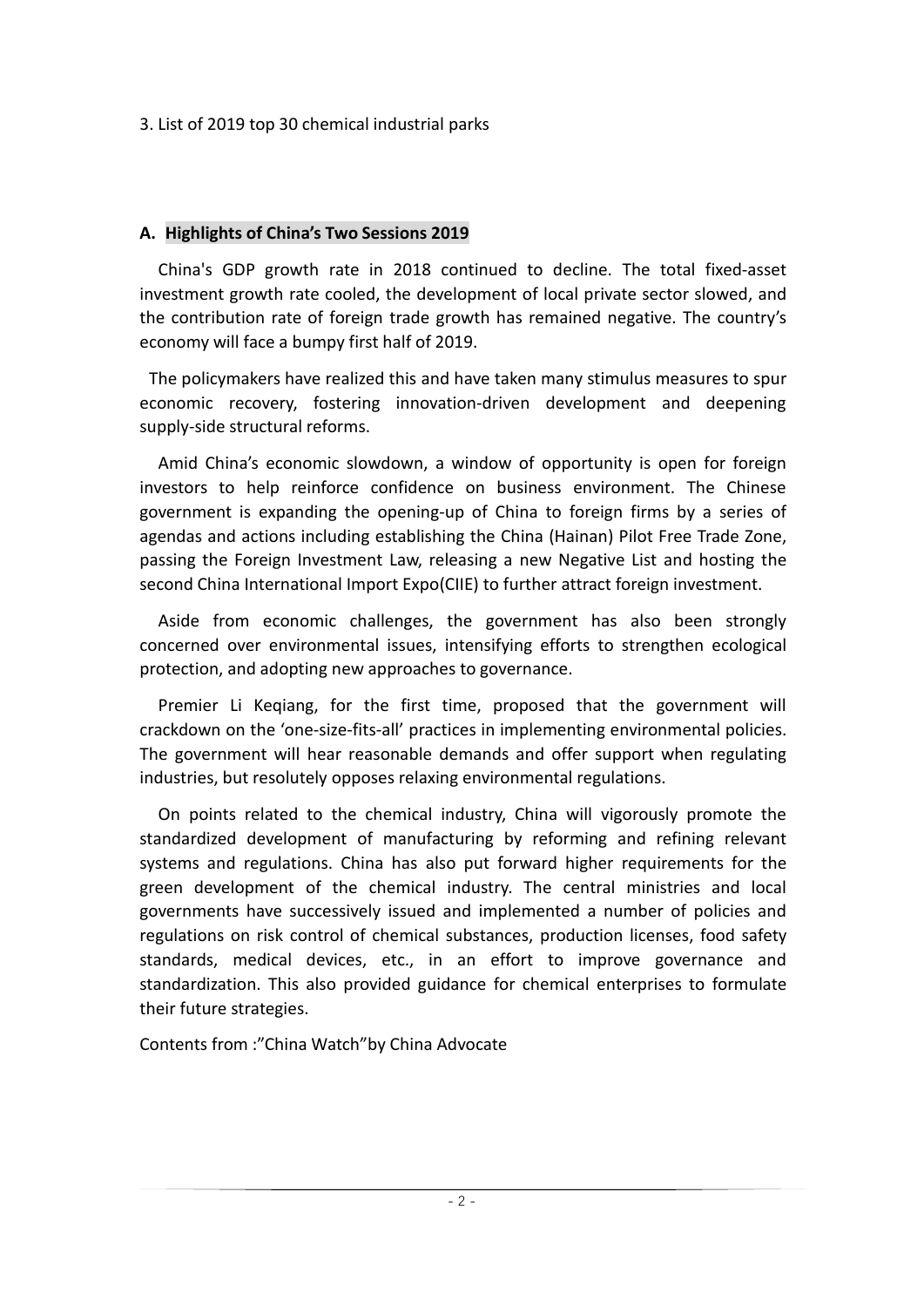3. List of 2019 top 30 chemical industrial parks

## A. Highlights of China's Two Sessions 2019

China's GDP growth rate in 2018 continued to decline. The total fixed-asset investment growth rate cooled, the development of local private sector slowed, and the contribution rate of foreign trade growth has remained negative. The country's economy will face a bumpy first half of 2019.

The policymakers have realized this and have taken many stimulus measures to spur economic recovery, fostering innovation-driven development and deepening supply-side structural reforms.

Amid China's economic slowdown, a window of opportunity is open for foreign investors to help reinforce confidence on business environment. The Chinese government is expanding the opening-up of China to foreign firms by a series of agendas and actions including establishing the China (Hainan) Pilot Free Trade Zone, passing the Foreign Investment Law, releasing a new Negative List and hosting the second China International Import Expo(CIIE) to further attract foreign investment.

Aside from economic challenges, the government has also been strongly concerned over environmental issues, intensifying efforts to strengthen ecological protection, and adopting new approaches to governance.

Premier Li Keqiang, for the first time, proposed that the government will crackdown on the 'one-size-fits-all' practices in implementing environmental policies. The government will hear reasonable demands and offer support when regulating industries, but resolutely opposes relaxing environmental regulations.

On points related to the chemical industry, China will vigorously promote the standardized development of manufacturing by reforming and refining relevant systems and regulations. China has also put forward higher requirements for the green development of the chemical industry. The central ministries and local governments have successively issued and implemented a number of policies and regulations on risk control of chemical substances, production licenses, food safety standards, medical devices, etc., in an effort to improve governance and standardization. This also provided guidance for chemical enterprises to formulate their future strategies.

Contents from :"China Watch"by China Advocate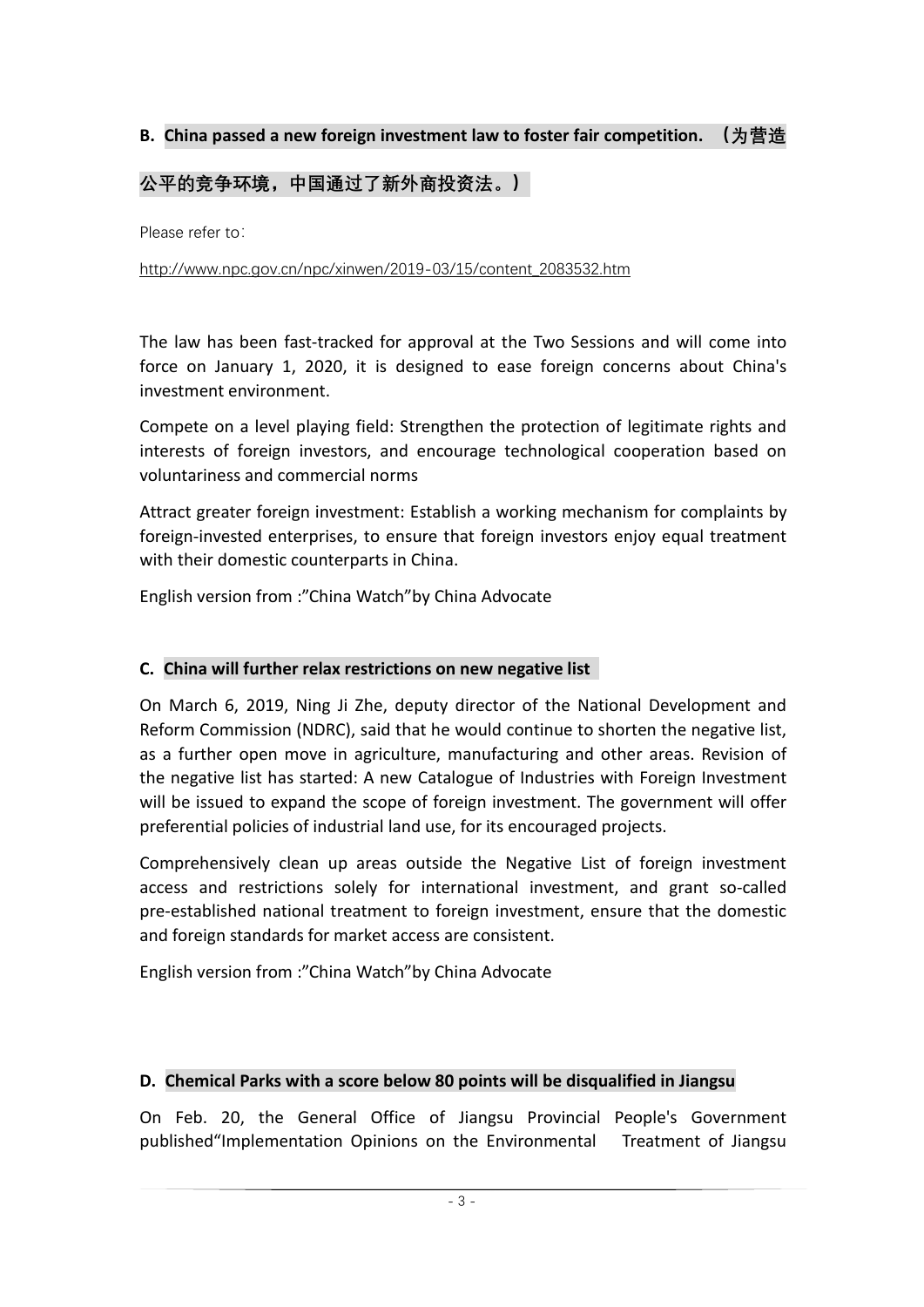**B. China passed a new foreign investment law to foster fair competition. （为营造公平的竞争环境，中国通过了新外商投资法。）**

Please refer to：

http://www.npc.gov.cn/npc/xinwen/2019-03/15/content_2083532.htm

The law has been fast-tracked for approval at the Two Sessions and will come into force on January 1, 2020, it is designed to ease foreign concerns about China's investment environment.

Compete on a level playing field: Strengthen the protection of legitimate rights and interests of foreign investors, and encourage technological cooperation based on voluntariness and commercial norms

Attract greater foreign investment: Establish a working mechanism for complaints by foreign-invested enterprises, to ensure that foreign investors enjoy equal treatment with their domestic counterparts in China.

English version from :"China Watch"by China Advocate

**C. China will further relax restrictions on new negative list**

On March 6, 2019, Ning Ji Zhe, deputy director of the National Development and Reform Commission (NDRC), said that he would continue to shorten the negative list, as a further open move in agriculture, manufacturing and other areas. Revision of the negative list has started: A new Catalogue of Industries with Foreign Investment will be issued to expand the scope of foreign investment. The government will offer preferential policies of industrial land use, for its encouraged projects.

Comprehensively clean up areas outside the Negative List of foreign investment access and restrictions solely for international investment, and grant so-called pre-established national treatment to foreign investment, ensure that the domestic and foreign standards for market access are consistent.

English version from :"China Watch"by China Advocate

**D. Chemical Parks with a score below 80 points will be disqualified in Jiangsu**

On Feb. 20, the General Office of Jiangsu Provincial People's Government published"Implementation Opinions on the Environmental Treatment of Jiangsu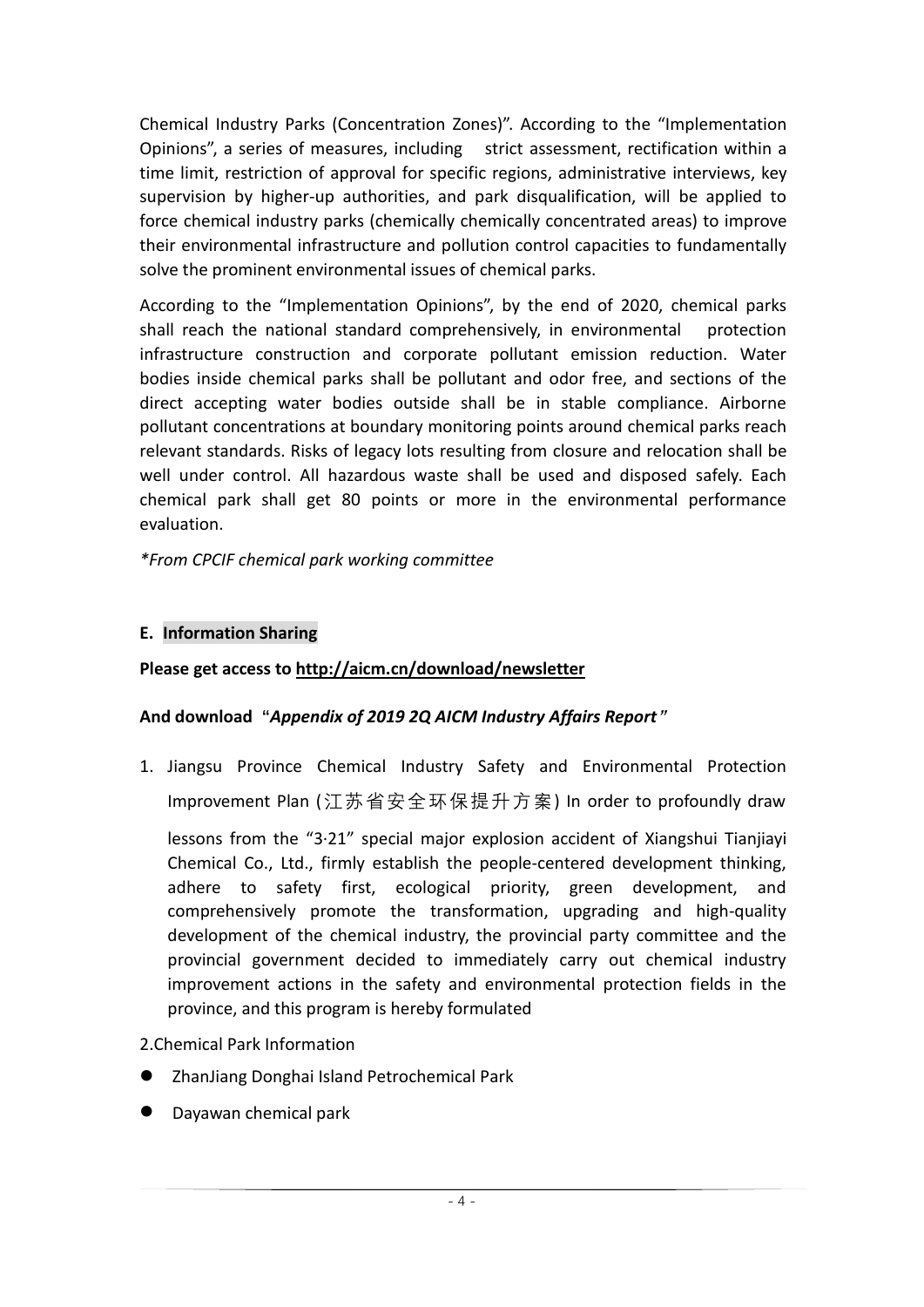Chemical Industry Parks (Concentration Zones)". According to the "Implementation Opinions", a series of measures, including strict assessment, rectification within a time limit, restriction of approval for specific regions, administrative interviews, key supervision by higher-up authorities, and park disqualification, will be applied to force chemical industry parks (chemically chemically concentrated areas) to improve their environmental infrastructure and pollution control capacities to fundamentally solve the prominent environmental issues of chemical parks.

According to the "Implementation Opinions", by the end of 2020, chemical parks shall reach the national standard comprehensively, in environmental protection infrastructure construction and corporate pollutant emission reduction. Water bodies inside chemical parks shall be pollutant and odor free, and sections of the direct accepting water bodies outside shall be in stable compliance. Airborne pollutant concentrations at boundary monitoring points around chemical parks reach relevant standards. Risks of legacy lots resulting from closure and relocation shall be well under control. All hazardous waste shall be used and disposed safely. Each chemical park shall get 80 points or more in the environmental performance evaluation.

*\*From CPCIF chemical park working committee*

## E. Information Sharing

**Please get access to http://aicm.cn/download/newsletter**

**And download "*Appendix of 2019 2Q AICM Industry Affairs Report*"**

1. Jiangsu Province Chemical Industry Safety and Environmental Protection Improvement Plan (江苏省安全环保提升方案) In order to profoundly draw lessons from the "3·21" special major explosion accident of Xiangshui Tianjiayi Chemical Co., Ltd., firmly establish the people-centered development thinking, adhere to safety first, ecological priority, green development, and comprehensively promote the transformation, upgrading and high-quality development of the chemical industry, the provincial party committee and the provincial government decided to immediately carry out chemical industry improvement actions in the safety and environmental protection fields in the province, and this program is hereby formulated

2. Chemical Park Information

- ZhanJiang Donghai Island Petrochemical Park
- Dayawan chemical park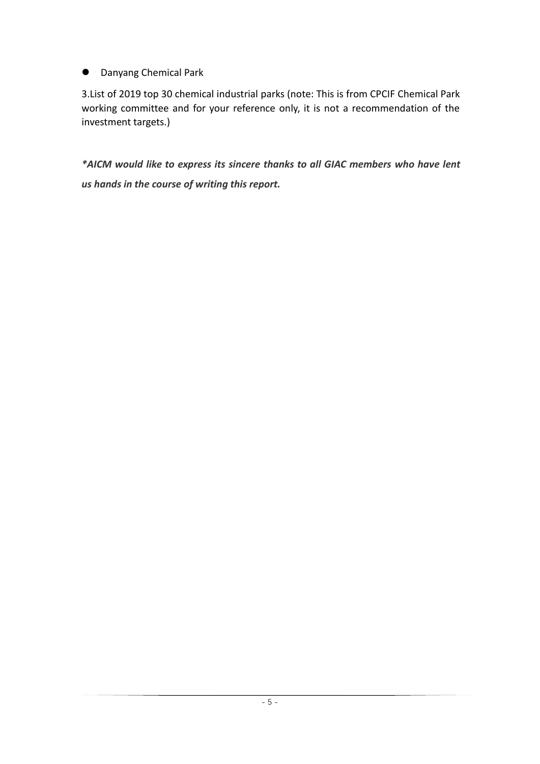- Danyang Chemical Park

3.List of 2019 top 30 chemical industrial parks (note: This is from CPCIF Chemical Park working committee and for your reference only, it is not a recommendation of the investment targets.)

***AICM would like to express its sincere thanks to all GIAC members who have lent us hands in the course of writing this report.***